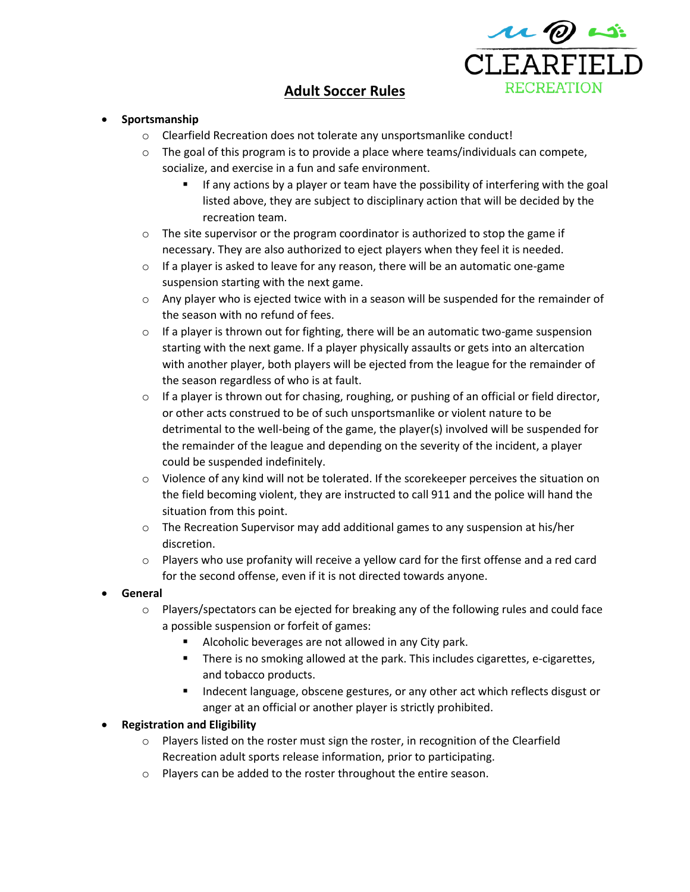CLEARFIELD RECREATION

# Adult Soccer Rules

- **Sportsmanship**
  - Clearfield Recreation does not tolerate any unsportsmanlike conduct!
  - The goal of this program is to provide a place where teams/individuals can compete, socialize, and exercise in a fun and safe environment.
    - If any actions by a player or team have the possibility of interfering with the goal listed above, they are subject to disciplinary action that will be decided by the recreation team.
  - The site supervisor or the program coordinator is authorized to stop the game if necessary. They are also authorized to eject players when they feel it is needed.
  - If a player is asked to leave for any reason, there will be an automatic one-game suspension starting with the next game.
  - Any player who is ejected twice with in a season will be suspended for the remainder of the season with no refund of fees.
  - If a player is thrown out for fighting, there will be an automatic two-game suspension starting with the next game. If a player physically assaults or gets into an altercation with another player, both players will be ejected from the league for the remainder of the season regardless of who is at fault.
  - If a player is thrown out for chasing, roughing, or pushing of an official or field director, or other acts construed to be of such unsportsmanlike or violent nature to be detrimental to the well-being of the game, the player(s) involved will be suspended for the remainder of the league and depending on the severity of the incident, a player could be suspended indefinitely.
  - Violence of any kind will not be tolerated. If the scorekeeper perceives the situation on the field becoming violent, they are instructed to call 911 and the police will hand the situation from this point.
  - The Recreation Supervisor may add additional games to any suspension at his/her discretion.
  - Players who use profanity will receive a yellow card for the first offense and a red card for the second offense, even if it is not directed towards anyone.
- **General**
  - Players/spectators can be ejected for breaking any of the following rules and could face a possible suspension or forfeit of games:
    - Alcoholic beverages are not allowed in any City park.
    - There is no smoking allowed at the park. This includes cigarettes, e-cigarettes, and tobacco products.
    - Indecent language, obscene gestures, or any other act which reflects disgust or anger at an official or another player is strictly prohibited.
- **Registration and Eligibility**
  - Players listed on the roster must sign the roster, in recognition of the Clearfield Recreation adult sports release information, prior to participating.
  - Players can be added to the roster throughout the entire season.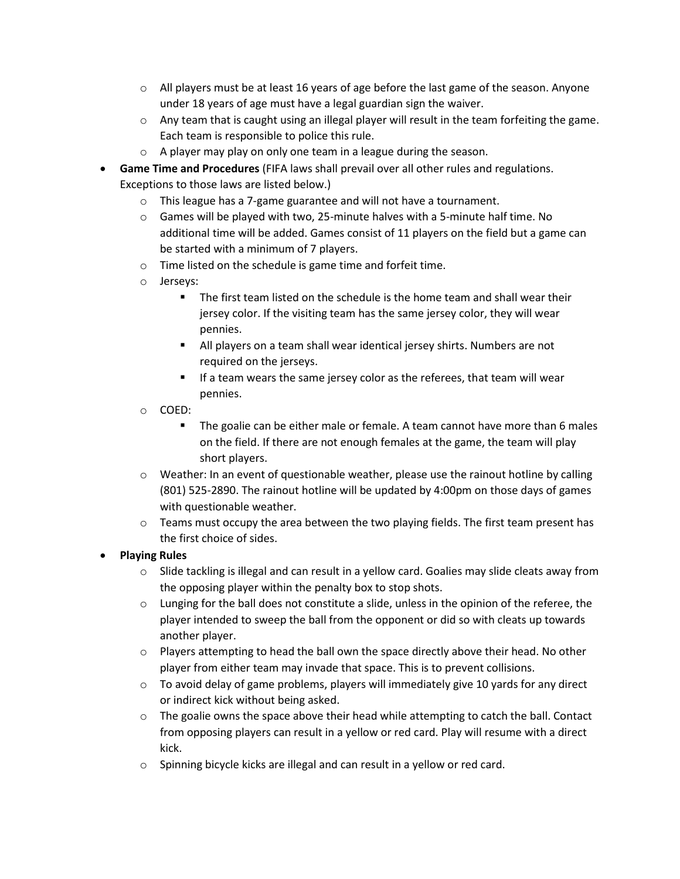- All players must be at least 16 years of age before the last game of the season. Anyone under 18 years of age must have a legal guardian sign the waiver.
    - Any team that is caught using an illegal player will result in the team forfeiting the game. Each team is responsible to police this rule.
    - A player may play on only one team in a league during the season.
- **Game Time and Procedures** (FIFA laws shall prevail over all other rules and regulations. Exceptions to those laws are listed below.)
    - This league has a 7-game guarantee and will not have a tournament.
    - Games will be played with two, 25-minute halves with a 5-minute half time. No additional time will be added. Games consist of 11 players on the field but a game can be started with a minimum of 7 players.
    - Time listed on the schedule is game time and forfeit time.
    - Jerseys:
        - The first team listed on the schedule is the home team and shall wear their jersey color. If the visiting team has the same jersey color, they will wear pennies.
        - All players on a team shall wear identical jersey shirts. Numbers are not required on the jerseys.
        - If a team wears the same jersey color as the referees, that team will wear pennies.
    - COED:
        - The goalie can be either male or female. A team cannot have more than 6 males on the field. If there are not enough females at the game, the team will play short players.
    - Weather: In an event of questionable weather, please use the rainout hotline by calling (801) 525-2890. The rainout hotline will be updated by 4:00pm on those days of games with questionable weather.
    - Teams must occupy the area between the two playing fields. The first team present has the first choice of sides.
- **Playing Rules**
    - Slide tackling is illegal and can result in a yellow card. Goalies may slide cleats away from the opposing player within the penalty box to stop shots.
    - Lunging for the ball does not constitute a slide, unless in the opinion of the referee, the player intended to sweep the ball from the opponent or did so with cleats up towards another player.
    - Players attempting to head the ball own the space directly above their head. No other player from either team may invade that space. This is to prevent collisions.
    - To avoid delay of game problems, players will immediately give 10 yards for any direct or indirect kick without being asked.
    - The goalie owns the space above their head while attempting to catch the ball. Contact from opposing players can result in a yellow or red card. Play will resume with a direct kick.
    - Spinning bicycle kicks are illegal and can result in a yellow or red card.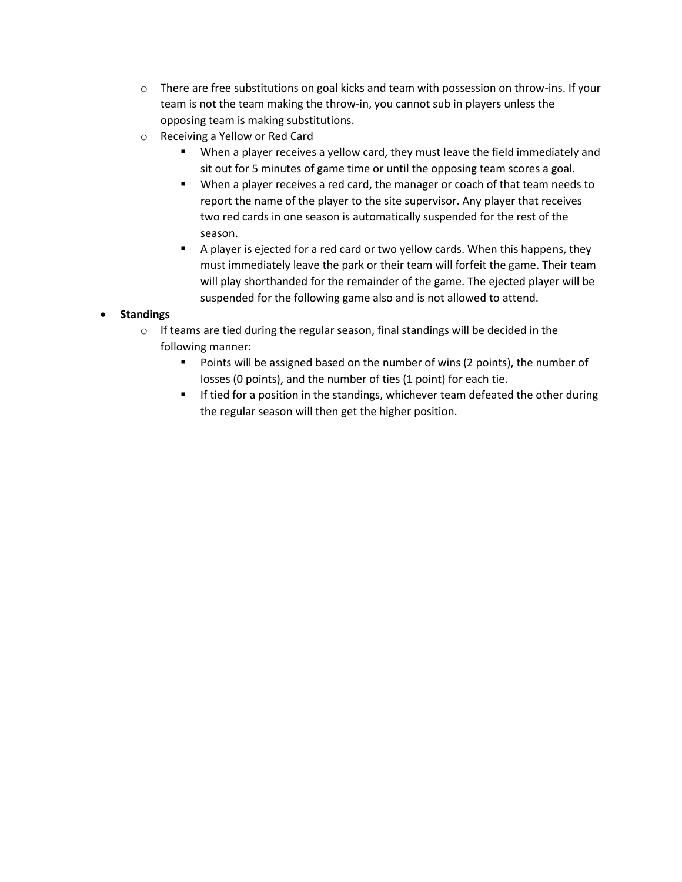- There are free substitutions on goal kicks and team with possession on throw-ins. If your team is not the team making the throw-in, you cannot sub in players unless the opposing team is making substitutions.
- Receiving a Yellow or Red Card
  - When a player receives a yellow card, they must leave the field immediately and sit out for 5 minutes of game time or until the opposing team scores a goal.
  - When a player receives a red card, the manager or coach of that team needs to report the name of the player to the site supervisor. Any player that receives two red cards in one season is automatically suspended for the rest of the season.
  - A player is ejected for a red card or two yellow cards. When this happens, they must immediately leave the park or their team will forfeit the game. Their team will play shorthanded for the remainder of the game. The ejected player will be suspended for the following game also and is not allowed to attend.

- **Standings**
  - If teams are tied during the regular season, final standings will be decided in the following manner:
    - Points will be assigned based on the number of wins (2 points), the number of losses (0 points), and the number of ties (1 point) for each tie.
    - If tied for a position in the standings, whichever team defeated the other during the regular season will then get the higher position.